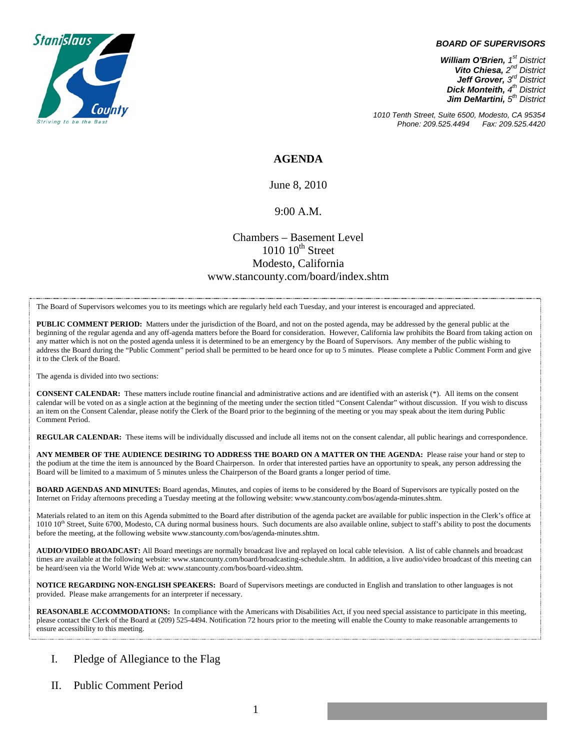Stanislaus County
Striving to be the Best

**BOARD OF SUPERVISORS**

***William O'Brien,*** *1st District*
***Vito Chiesa,*** *2nd District*
***Jeff Grover,*** *3rd District*
***Dick Monteith,*** *4th District*
***Jim DeMartini,*** *5th District*

*1010 Tenth Street, Suite 6500, Modesto, CA 95354*
*Phone: 209.525.4494 Fax: 209.525.4420*

# AGENDA

June 8, 2010

9:00 A.M.

Chambers – Basement Level
1010 10th Street
Modesto, California
www.stancounty.com/board/index.shtm

The Board of Supervisors welcomes you to its meetings which are regularly held each Tuesday, and your interest is encouraged and appreciated.

**PUBLIC COMMENT PERIOD:** Matters under the jurisdiction of the Board, and not on the posted agenda, may be addressed by the general public at the beginning of the regular agenda and any off-agenda matters before the Board for consideration. However, California law prohibits the Board from taking action on any matter which is not on the posted agenda unless it is determined to be an emergency by the Board of Supervisors. Any member of the public wishing to address the Board during the "Public Comment" period shall be permitted to be heard once for up to 5 minutes. Please complete a Public Comment Form and give it to the Clerk of the Board.

The agenda is divided into two sections:

**CONSENT CALENDAR:** These matters include routine financial and administrative actions and are identified with an asterisk (*). All items on the consent calendar will be voted on as a single action at the beginning of the meeting under the section titled "Consent Calendar" without discussion. If you wish to discuss an item on the Consent Calendar, please notify the Clerk of the Board prior to the beginning of the meeting or you may speak about the item during Public Comment Period.

**REGULAR CALENDAR:** These items will be individually discussed and include all items not on the consent calendar, all public hearings and correspondence.

**ANY MEMBER OF THE AUDIENCE DESIRING TO ADDRESS THE BOARD ON A MATTER ON THE AGENDA:** Please raise your hand or step to the podium at the time the item is announced by the Board Chairperson. In order that interested parties have an opportunity to speak, any person addressing the Board will be limited to a maximum of 5 minutes unless the Chairperson of the Board grants a longer period of time.

**BOARD AGENDAS AND MINUTES:** Board agendas, Minutes, and copies of items to be considered by the Board of Supervisors are typically posted on the Internet on Friday afternoons preceding a Tuesday meeting at the following website: www.stancounty.com/bos/agenda-minutes.shtm.

Materials related to an item on this Agenda submitted to the Board after distribution of the agenda packet are available for public inspection in the Clerk's office at 1010 10th Street, Suite 6700, Modesto, CA during normal business hours. Such documents are also available online, subject to staff's ability to post the documents before the meeting, at the following website www.stancounty.com/bos/agenda-minutes.shtm.

**AUDIO/VIDEO BROADCAST:** All Board meetings are normally broadcast live and replayed on local cable television. A list of cable channels and broadcast times are available at the following website: www.stancounty.com/board/broadcasting-schedule.shtm. In addition, a live audio/video broadcast of this meeting can be heard/seen via the World Wide Web at: www.stancounty.com/bos/board-video.shtm.

**NOTICE REGARDING NON-ENGLISH SPEAKERS:** Board of Supervisors meetings are conducted in English and translation to other languages is not provided. Please make arrangements for an interpreter if necessary.

**REASONABLE ACCOMMODATIONS:** In compliance with the Americans with Disabilities Act, if you need special assistance to participate in this meeting, please contact the Clerk of the Board at (209) 525-4494. Notification 72 hours prior to the meeting will enable the County to make reasonable arrangements to ensure accessibility to this meeting.

I. Pledge of Allegiance to the Flag

II. Public Comment Period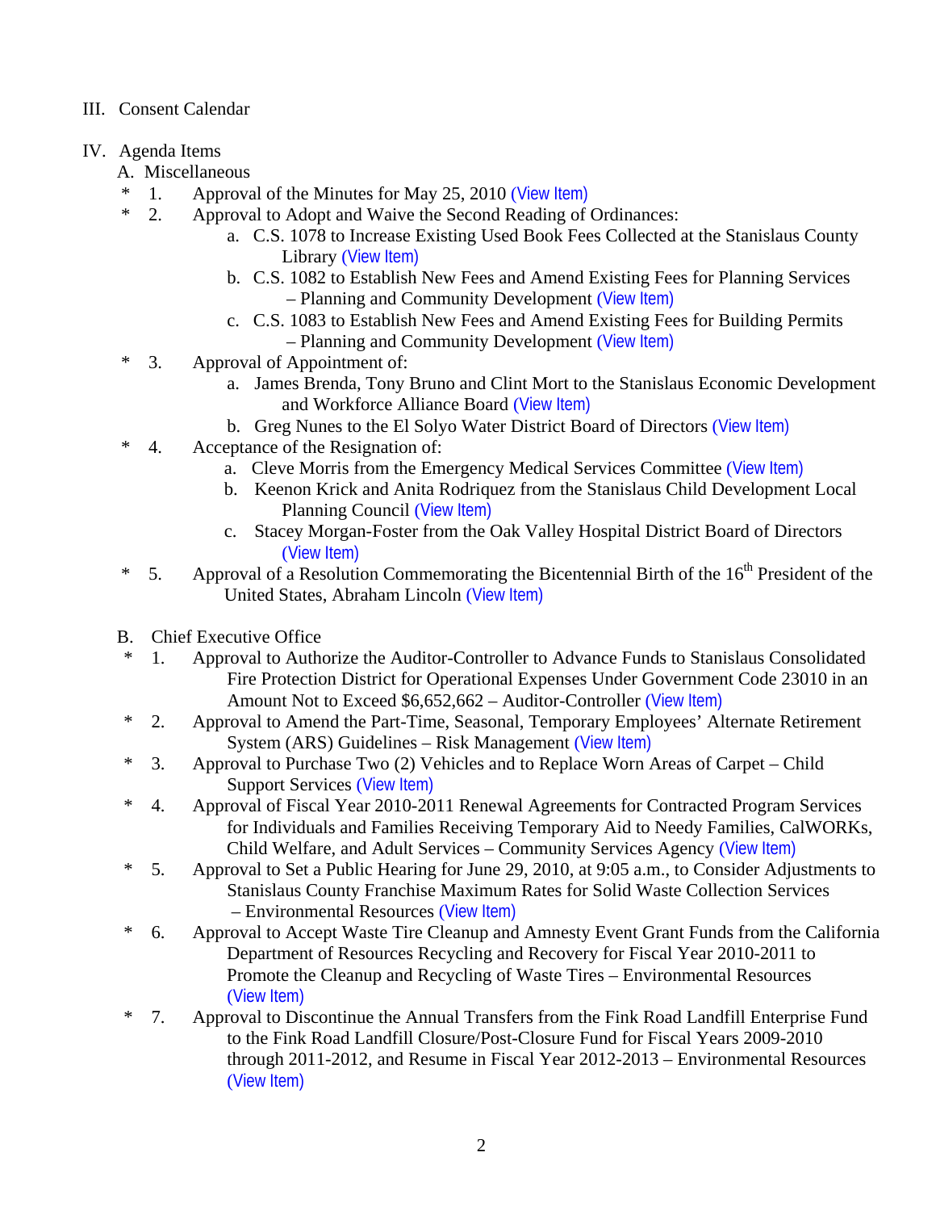III. Consent Calendar

IV. Agenda Items

A. Miscellaneous

\* 1. Approval of the Minutes for May 25, 2010 (View Item)

\* 2. Approval to Adopt and Waive the Second Reading of Ordinances:

   a. C.S. 1078 to Increase Existing Used Book Fees Collected at the Stanislaus County Library (View Item)

   b. C.S. 1082 to Establish New Fees and Amend Existing Fees for Planning Services – Planning and Community Development (View Item)

   c. C.S. 1083 to Establish New Fees and Amend Existing Fees for Building Permits – Planning and Community Development (View Item)

\* 3. Approval of Appointment of:

   a. James Brenda, Tony Bruno and Clint Mort to the Stanislaus Economic Development and Workforce Alliance Board (View Item)

   b. Greg Nunes to the El Solyo Water District Board of Directors (View Item)

\* 4. Acceptance of the Resignation of:

   a. Cleve Morris from the Emergency Medical Services Committee (View Item)

   b. Keenon Krick and Anita Rodriquez from the Stanislaus Child Development Local Planning Council (View Item)

   c. Stacey Morgan-Foster from the Oak Valley Hospital District Board of Directors (View Item)

\* 5. Approval of a Resolution Commemorating the Bicentennial Birth of the 16th President of the United States, Abraham Lincoln (View Item)

B. Chief Executive Office

\* 1. Approval to Authorize the Auditor-Controller to Advance Funds to Stanislaus Consolidated Fire Protection District for Operational Expenses Under Government Code 23010 in an Amount Not to Exceed $6,652,662 – Auditor-Controller (View Item)

\* 2. Approval to Amend the Part-Time, Seasonal, Temporary Employees' Alternate Retirement System (ARS) Guidelines – Risk Management (View Item)

\* 3. Approval to Purchase Two (2) Vehicles and to Replace Worn Areas of Carpet – Child Support Services (View Item)

\* 4. Approval of Fiscal Year 2010-2011 Renewal Agreements for Contracted Program Services for Individuals and Families Receiving Temporary Aid to Needy Families, CalWORKs, Child Welfare, and Adult Services – Community Services Agency (View Item)

\* 5. Approval to Set a Public Hearing for June 29, 2010, at 9:05 a.m., to Consider Adjustments to Stanislaus County Franchise Maximum Rates for Solid Waste Collection Services – Environmental Resources (View Item)

\* 6. Approval to Accept Waste Tire Cleanup and Amnesty Event Grant Funds from the California Department of Resources Recycling and Recovery for Fiscal Year 2010-2011 to Promote the Cleanup and Recycling of Waste Tires – Environmental Resources (View Item)

\* 7. Approval to Discontinue the Annual Transfers from the Fink Road Landfill Enterprise Fund to the Fink Road Landfill Closure/Post-Closure Fund for Fiscal Years 2009-2010 through 2011-2012, and Resume in Fiscal Year 2012-2013 – Environmental Resources (View Item)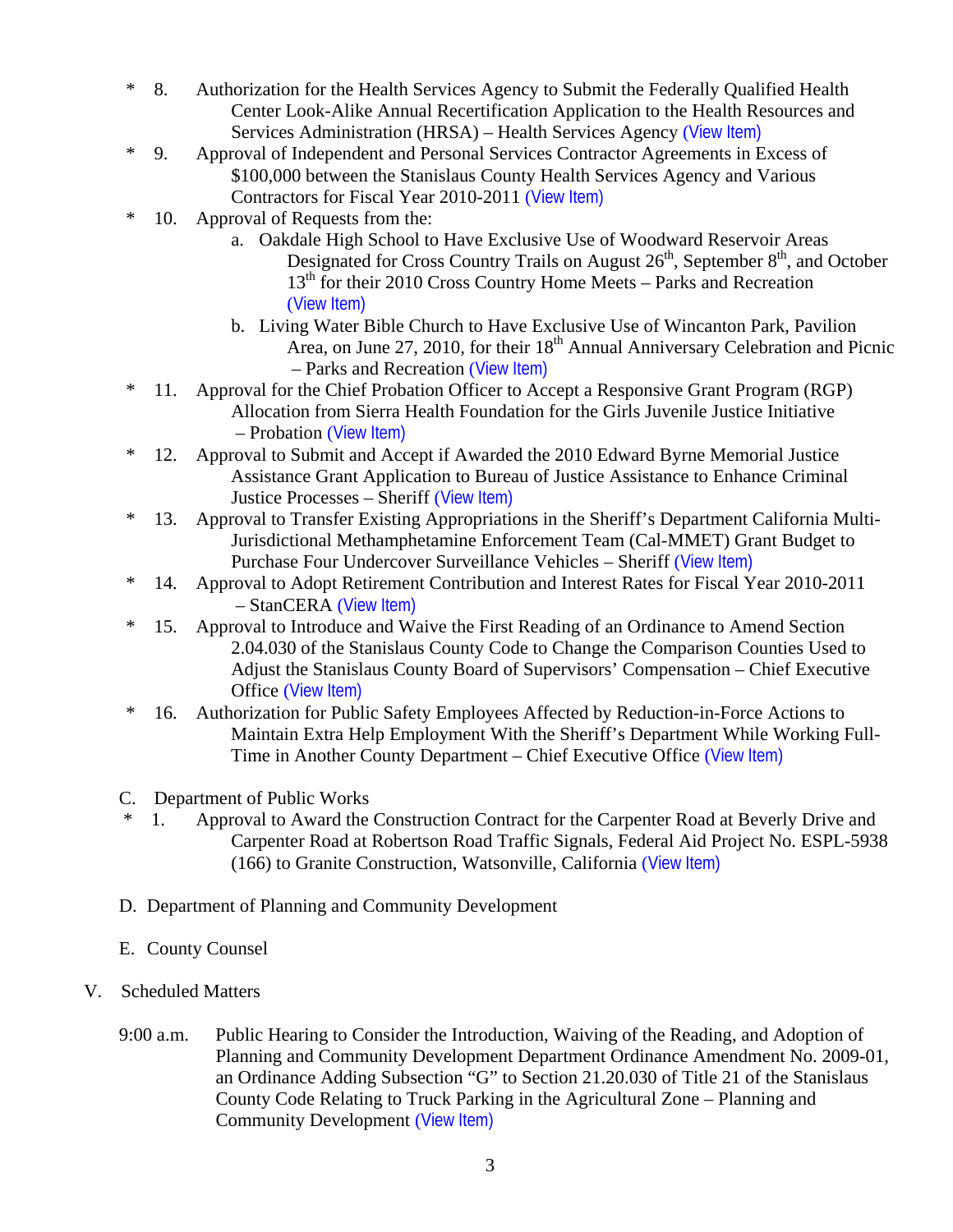\* 8. Authorization for the Health Services Agency to Submit the Federally Qualified Health Center Look-Alike Annual Recertification Application to the Health Resources and Services Administration (HRSA) – Health Services Agency (View Item)

\* 9. Approval of Independent and Personal Services Contractor Agreements in Excess of $100,000 between the Stanislaus County Health Services Agency and Various Contractors for Fiscal Year 2010-2011 (View Item)

\* 10. Approval of Requests from the:

a. Oakdale High School to Have Exclusive Use of Woodward Reservoir Areas Designated for Cross Country Trails on August 26th, September 8th, and October 13th for their 2010 Cross Country Home Meets – Parks and Recreation (View Item)

b. Living Water Bible Church to Have Exclusive Use of Wincanton Park, Pavilion Area, on June 27, 2010, for their 18th Annual Anniversary Celebration and Picnic – Parks and Recreation (View Item)

\* 11. Approval for the Chief Probation Officer to Accept a Responsive Grant Program (RGP) Allocation from Sierra Health Foundation for the Girls Juvenile Justice Initiative – Probation (View Item)

\* 12. Approval to Submit and Accept if Awarded the 2010 Edward Byrne Memorial Justice Assistance Grant Application to Bureau of Justice Assistance to Enhance Criminal Justice Processes – Sheriff (View Item)

\* 13. Approval to Transfer Existing Appropriations in the Sheriff's Department California Multi-Jurisdictional Methamphetamine Enforcement Team (Cal-MMET) Grant Budget to Purchase Four Undercover Surveillance Vehicles – Sheriff (View Item)

\* 14. Approval to Adopt Retirement Contribution and Interest Rates for Fiscal Year 2010-2011 – StanCERA (View Item)

\* 15. Approval to Introduce and Waive the First Reading of an Ordinance to Amend Section 2.04.030 of the Stanislaus County Code to Change the Comparison Counties Used to Adjust the Stanislaus County Board of Supervisors' Compensation – Chief Executive Office (View Item)

\* 16. Authorization for Public Safety Employees Affected by Reduction-in-Force Actions to Maintain Extra Help Employment With the Sheriff's Department While Working Full-Time in Another County Department – Chief Executive Office (View Item)

C. Department of Public Works

\* 1. Approval to Award the Construction Contract for the Carpenter Road at Beverly Drive and Carpenter Road at Robertson Road Traffic Signals, Federal Aid Project No. ESPL-5938 (166) to Granite Construction, Watsonville, California (View Item)

D. Department of Planning and Community Development

E. County Counsel

V. Scheduled Matters

9:00 a.m. Public Hearing to Consider the Introduction, Waiving of the Reading, and Adoption of Planning and Community Development Department Ordinance Amendment No. 2009-01, an Ordinance Adding Subsection "G" to Section 21.20.030 of Title 21 of the Stanislaus County Code Relating to Truck Parking in the Agricultural Zone – Planning and Community Development (View Item)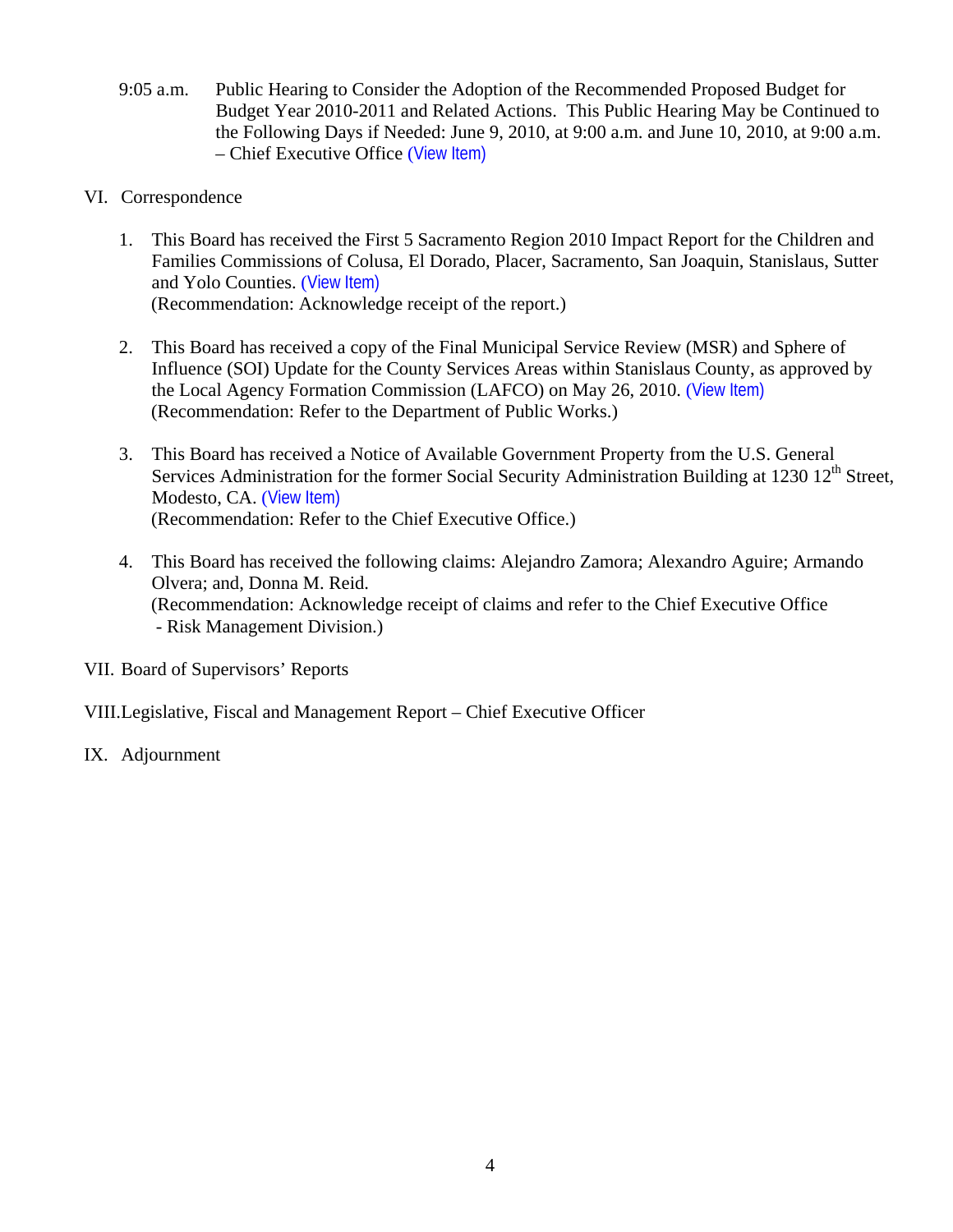9:05 a.m. Public Hearing to Consider the Adoption of the Recommended Proposed Budget for Budget Year 2010-2011 and Related Actions. This Public Hearing May be Continued to the Following Days if Needed: June 9, 2010, at 9:00 a.m. and June 10, 2010, at 9:00 a.m. – Chief Executive Office (View Item)

VI. Correspondence

1. This Board has received the First 5 Sacramento Region 2010 Impact Report for the Children and Families Commissions of Colusa, El Dorado, Placer, Sacramento, San Joaquin, Stanislaus, Sutter and Yolo Counties. (View Item)
   (Recommendation: Acknowledge receipt of the report.)

2. This Board has received a copy of the Final Municipal Service Review (MSR) and Sphere of Influence (SOI) Update for the County Services Areas within Stanislaus County, as approved by the Local Agency Formation Commission (LAFCO) on May 26, 2010. (View Item)
   (Recommendation: Refer to the Department of Public Works.)

3. This Board has received a Notice of Available Government Property from the U.S. General Services Administration for the former Social Security Administration Building at 1230 12th Street, Modesto, CA. (View Item)
   (Recommendation: Refer to the Chief Executive Office.)

4. This Board has received the following claims: Alejandro Zamora; Alexandro Aguire; Armando Olvera; and, Donna M. Reid.
   (Recommendation: Acknowledge receipt of claims and refer to the Chief Executive Office - Risk Management Division.)

VII. Board of Supervisors' Reports

VIII. Legislative, Fiscal and Management Report – Chief Executive Officer

IX. Adjournment